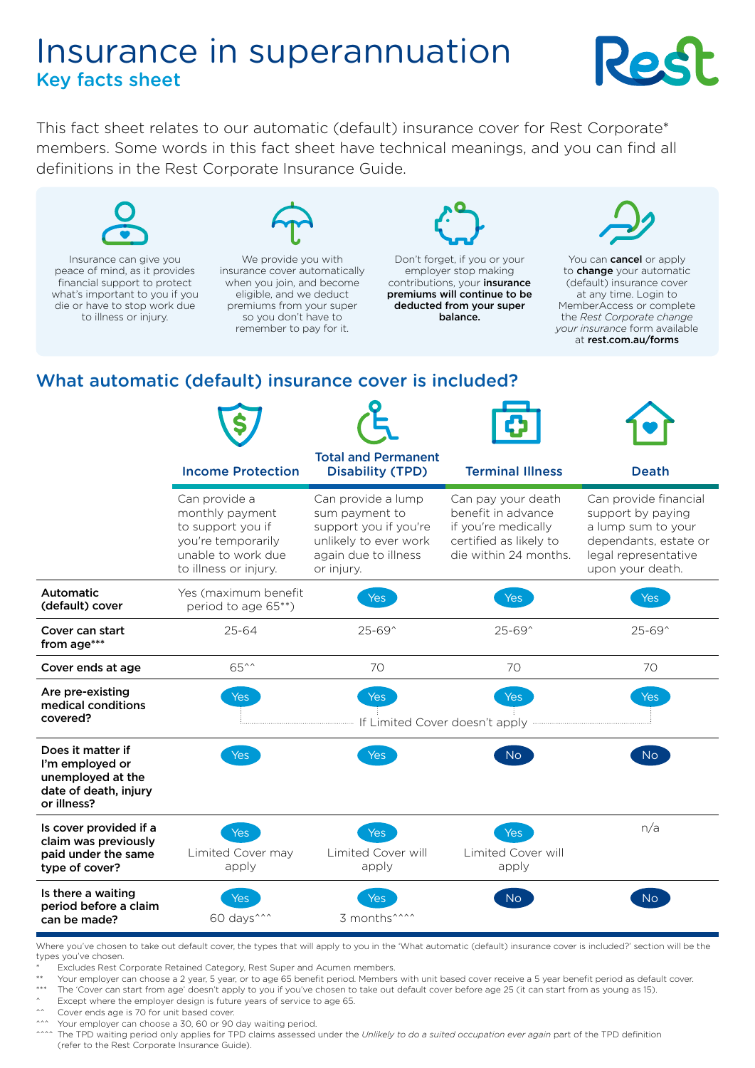# Insurance in superannuation

## Key facts sheet

This fact sheet relates to our automatic (default) insurance cover for Rest Corporate* members. Some words in this fact sheet have technical meanings, and you can find all definitions in the Rest Corporate Insurance Guide.

Insurance can give you peace of mind, as it provides financial support to protect what's important to you if you die or have to stop work due to illness or injury.

We provide you with insurance cover automatically when you join, and become eligible, and we deduct premiums from your super so you don't have to remember to pay for it.

Don't forget, if you or your employer stop making contributions, your **insurance premiums will continue to be deducted from your super balance.**

You can **cancel** or apply to **change** your automatic (default) insurance cover at any time. Login to MemberAccess or complete the *Rest Corporate change your insurance* form available at **rest.com.au/forms**

## What automatic (default) insurance cover is included?

| | Income Protection | Total and Permanent Disability (TPD) | Terminal Illness | Death |
|---|---|---|---|---|
| | Can provide a monthly payment to support you if you're temporarily unable to work due to illness or injury. | Can provide a lump sum payment to support you if you're unlikely to ever work again due to illness or injury. | Can pay your death benefit in advance if you're medically certified as likely to die within 24 months. | Can provide financial support by paying a lump sum to your dependants, estate or legal representative upon your death. |
| **Automatic (default) cover** | Yes (maximum benefit period to age 65**) | Yes | Yes | Yes |
| **Cover can start from age***** | 25-64 | 25-69^ | 25-69^ | 25-69^ |
| **Cover ends at age** | 65^^ | 70 | 70 | 70 |
| **Are pre-existing medical conditions covered?** | Yes – If Limited Cover doesn't apply | Yes – If Limited Cover doesn't apply | Yes – If Limited Cover doesn't apply | Yes – If Limited Cover doesn't apply |
| **Does it matter if I'm employed or unemployed at the date of death, injury or illness?** | Yes | Yes | No | No |
| **Is cover provided if a claim was previously paid under the same type of cover?** | Yes – Limited Cover may apply | Yes – Limited Cover will apply | Yes – Limited Cover will apply | n/a |
| **Is there a waiting period before a claim can be made?** | Yes – 60 days^^^ | Yes – 3 months^^^^ | No | No |

Where you've chosen to take out default cover, the types that will apply to you in the 'What automatic (default) insurance cover is included?' section will be the types you've chosen.

\* Excludes Rest Corporate Retained Category, Rest Super and Acumen members.

** Your employer can choose a 2 year, 5 year, or to age 65 benefit period. Members with unit based cover receive a 5 year benefit period as default cover.

*** The 'Cover can start from age' doesn't apply to you if you've chosen to take out default cover before age 25 (it can start from as young as 15).

^ Except where the employer design is future years of service to age 65.

^^ Cover ends age is 70 for unit based cover.

^^^ Your employer can choose a 30, 60 or 90 day waiting period.

^^^^ The TPD waiting period only applies for TPD claims assessed under the *Unlikely to do a suited occupation ever again* part of the TPD definition (refer to the Rest Corporate Insurance Guide).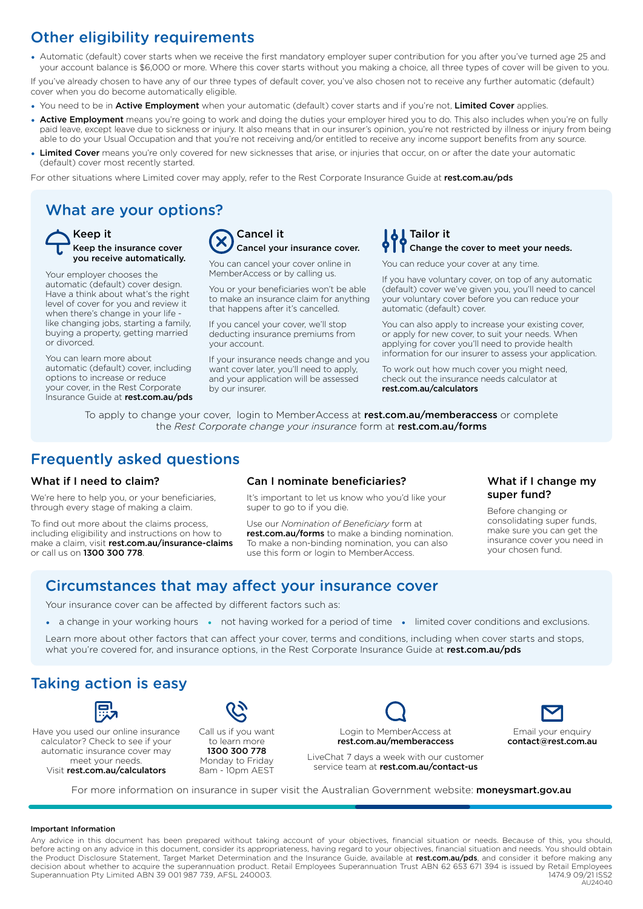## Other eligibility requirements

- Automatic (default) cover starts when we receive the first mandatory employer super contribution for you after you've turned age 25 and your account balance is $6,000 or more. Where this cover starts without you making a choice, all three types of cover will be given to you.

If you've already chosen to have any of our three types of default cover, you've also chosen not to receive any further automatic (default) cover when you do become automatically eligible.

- You need to be in **Active Employment** when your automatic (default) cover starts and if you're not, **Limited Cover** applies.
- **Active Employment** means you're going to work and doing the duties your employer hired you to do. This also includes when you're on fully paid leave, except leave due to sickness or injury. It also means that in our insurer's opinion, you're not restricted by illness or injury from being able to do your Usual Occupation and that you're not receiving and/or entitled to receive any income support benefits from any source.
- **Limited Cover** means you're only covered for new sicknesses that arise, or injuries that occur, on or after the date your automatic (default) cover most recently started.

For other situations where Limited cover may apply, refer to the Rest Corporate Insurance Guide at **rest.com.au/pds**

## What are your options?

### Keep it

**Keep the insurance cover you receive automatically.**

Your employer chooses the automatic (default) cover design. Have a think about what's the right level of cover for you and review it when there's change in your life - like changing jobs, starting a family, buying a property, getting married or divorced.

You can learn more about automatic (default) cover, including options to increase or reduce your cover, in the Rest Corporate Insurance Guide at **rest.com.au/pds**

### Cancel it

**Cancel your insurance cover.**

You can cancel your cover online in MemberAccess or by calling us.

You or your beneficiaries won't be able to make an insurance claim for anything that happens after it's cancelled.

If you cancel your cover, we'll stop deducting insurance premiums from your account.

If your insurance needs change and you want cover later, you'll need to apply, and your application will be assessed by our insurer.

### Tailor it

**Change the cover to meet your needs.**

You can reduce your cover at any time.

If you have voluntary cover, on top of any automatic (default) cover we've given you, you'll need to cancel your voluntary cover before you can reduce your automatic (default) cover.

You can also apply to increase your existing cover, or apply for new cover, to suit your needs. When applying for cover you'll need to provide health information for our insurer to assess your application.

To work out how much cover you might need, check out the insurance needs calculator at **rest.com.au/calculators**

To apply to change your cover, login to MemberAccess at **rest.com.au/memberaccess** or complete the *Rest Corporate change your insurance* form at **rest.com.au/forms**

## Frequently asked questions

### What if I need to claim?

We're here to help you, or your beneficiaries, through every stage of making a claim.

To find out more about the claims process, including eligibility and instructions on how to make a claim, visit **rest.com.au/insurance-claims** or call us on **1300 300 778**.

### Can I nominate beneficiaries?

It's important to let us know who you'd like your super to go to if you die.

Use our *Nomination of Beneficiary* form at **rest.com.au/forms** to make a binding nomination. To make a non-binding nomination, you can also use this form or login to MemberAccess.

### What if I change my super fund?

Before changing or consolidating super funds, make sure you can get the insurance cover you need in your chosen fund.

## Circumstances that may affect your insurance cover

Your insurance cover can be affected by different factors such as:

- a change in your working hours
- not having worked for a period of time
- limited cover conditions and exclusions.

Learn more about other factors that can affect your cover, terms and conditions, including when cover starts and stops, what you're covered for, and insurance options, in the Rest Corporate Insurance Guide at **rest.com.au/pds**

## Taking action is easy

Have you used our online insurance calculator? Check to see if your automatic insurance cover may meet your needs. Visit **rest.com.au/calculators**

Call us if you want to learn more **1300 300 778** Monday to Friday 8am - 10pm AEST

Login to MemberAccess at **rest.com.au/memberaccess**

LiveChat 7 days a week with our customer service team at **rest.com.au/contact-us**

Email your enquiry **contact@rest.com.au**

For more information on insurance in super visit the Australian Government website: **moneysmart.gov.au**

**Important Information**

Any advice in this document has been prepared without taking account of your objectives, financial situation or needs. Because of this, you should, before acting on any advice in this document, consider its appropriateness, having regard to your objectives, financial situation and needs. You should obtain the Product Disclosure Statement, Target Market Determination and the Insurance Guide, available at **rest.com.au/pds**, and consider it before making any decision about whether to acquire the superannuation product. Retail Employees Superannuation Trust ABN 62 653 671 394 is issued by Retail Employees Superannuation Pty Limited ABN 39 001 987 739, AFSL 240003.

1474.9 09/21 ISS2
AU24040